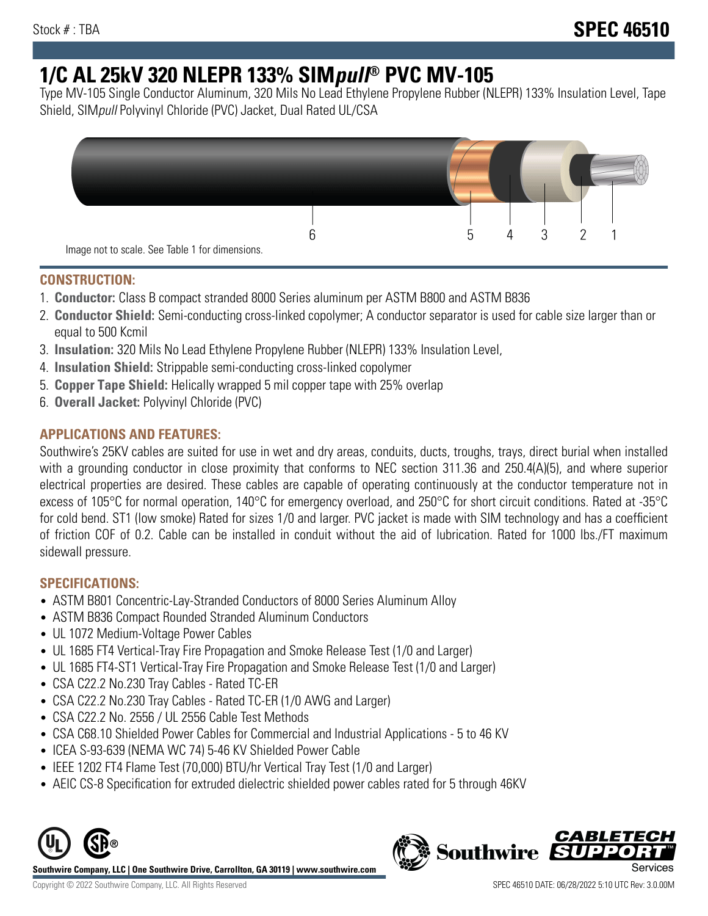Stock # : TBA

# SPEC 46510

## 1/C AL 25kV 320 NLEPR 133% SIM*pull*® PVC MV-105

Type MV-105 Single Conductor Aluminum, 320 Mils No Lead Ethylene Propylene Rubber (NLEPR) 133% Insulation Level, Tape Shield, SIM*pull* Polyvinyl Chloride (PVC) Jacket, Dual Rated UL/CSA

Image not to scale. See Table 1 for dimensions.

### CONSTRUCTION:

1. **Conductor:** Class B compact stranded 8000 Series aluminum per ASTM B800 and ASTM B836
2. **Conductor Shield:** Semi-conducting cross-linked copolymer; A conductor separator is used for cable size larger than or equal to 500 Kcmil
3. **Insulation:** 320 Mils No Lead Ethylene Propylene Rubber (NLEPR) 133% Insulation Level,
4. **Insulation Shield:** Strippable semi-conducting cross-linked copolymer
5. **Copper Tape Shield:** Helically wrapped 5 mil copper tape with 25% overlap
6. **Overall Jacket:** Polyvinyl Chloride (PVC)

### APPLICATIONS AND FEATURES:

Southwire's 25KV cables are suited for use in wet and dry areas, conduits, ducts, troughs, trays, direct burial when installed with a grounding conductor in close proximity that conforms to NEC section 311.36 and 250.4(A)(5), and where superior electrical properties are desired. These cables are capable of operating continuously at the conductor temperature not in excess of 105°C for normal operation, 140°C for emergency overload, and 250°C for short circuit conditions. Rated at -35°C for cold bend. ST1 (low smoke) Rated for sizes 1/0 and larger. PVC jacket is made with SIM technology and has a coefficient of friction COF of 0.2. Cable can be installed in conduit without the aid of lubrication. Rated for 1000 lbs./FT maximum sidewall pressure.

### SPECIFICATIONS:

- ASTM B801 Concentric-Lay-Stranded Conductors of 8000 Series Aluminum Alloy
- ASTM B836 Compact Rounded Stranded Aluminum Conductors
- UL 1072 Medium-Voltage Power Cables
- UL 1685 FT4 Vertical-Tray Fire Propagation and Smoke Release Test (1/0 and Larger)
- UL 1685 FT4-ST1 Vertical-Tray Fire Propagation and Smoke Release Test (1/0 and Larger)
- CSA C22.2 No.230 Tray Cables - Rated TC-ER
- CSA C22.2 No.230 Tray Cables - Rated TC-ER (1/0 AWG and Larger)
- CSA C22.2 No. 2556 / UL 2556 Cable Test Methods
- CSA C68.10 Shielded Power Cables for Commercial and Industrial Applications - 5 to 46 KV
- ICEA S-93-639 (NEMA WC 74) 5-46 KV Shielded Power Cable
- IEEE 1202 FT4 Flame Test (70,000) BTU/hr Vertical Tray Test (1/0 and Larger)
- AEIC CS-8 Specification for extruded dielectric shielded power cables rated for 5 through 46KV

**Southwire Company, LLC | One Southwire Drive, Carrollton, GA 30119 | www.southwire.com**

Copyright © 2022 Southwire Company, LLC. All Rights Reserved

SPEC 46510 DATE: 06/28/2022 5:10 UTC Rev: 3.0.00M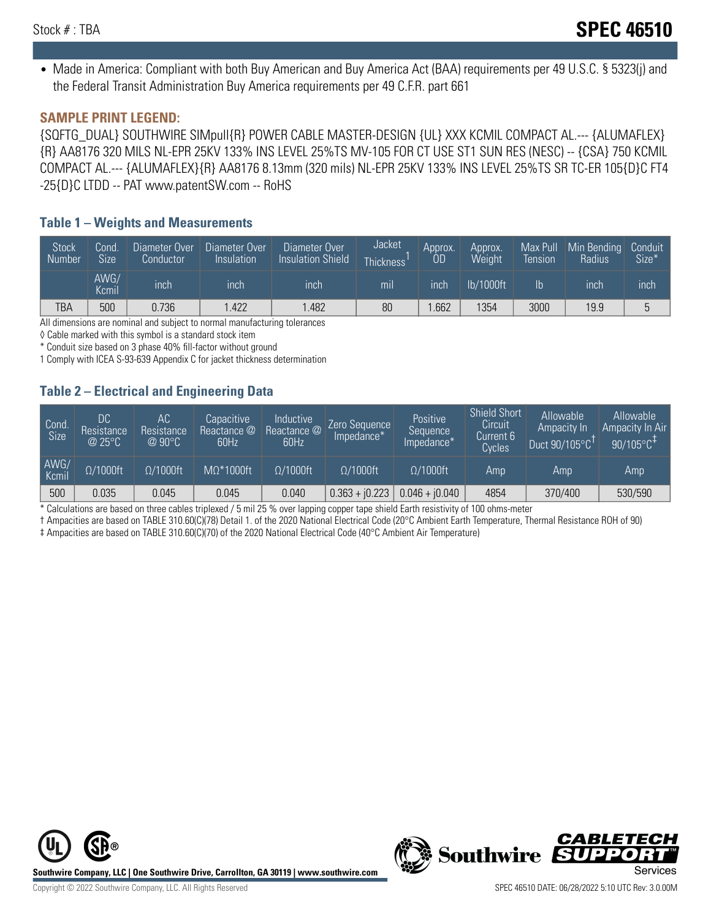- Made in America: Compliant with both Buy American and Buy America Act (BAA) requirements per 49 U.S.C. § 5323(j) and the Federal Transit Administration Buy America requirements per 49 C.F.R. part 661

### SAMPLE PRINT LEGEND:

{SQFTG_DUAL} SOUTHWIRE SIMpull{R} POWER CABLE MASTER-DESIGN {UL} XXX KCMIL COMPACT AL.--- {ALUMAFLEX}{R} AA8176 320 MILS NL-EPR 25KV 133% INS LEVEL 25%TS MV-105 FOR CT USE ST1 SUN RES (NESC) -- {CSA} 750 KCMIL COMPACT AL.--- {ALUMAFLEX}{R} AA8176 8.13mm (320 mils) NL-EPR 25KV 133% INS LEVEL 25%TS SR TC-ER 105{D}C FT4 -25{D}C LTDD -- PAT www.patentSW.com -- RoHS

### Table 1 – Weights and Measurements

| Stock Number | Cond. Size | Diameter Over Conductor | Diameter Over Insulation | Diameter Over Insulation Shield | Jacket Thickness[1] | Approx. OD | Approx. Weight | Max Pull Tension | Min Bending Radius | Conduit Size* |
|---|---|---|---|---|---|---|---|---|---|---|
| | AWG/ Kcmil | inch | inch | inch | mil | inch | lb/1000ft | lb | inch | inch |
| TBA | 500 | 0.736 | 1.422 | 1.482 | 80 | 1.662 | 1354 | 3000 | 19.9 | 5 |

All dimensions are nominal and subject to normal manufacturing tolerances

◊ Cable marked with this symbol is a standard stock item

\* Conduit size based on 3 phase 40% fill-factor without ground

1 Comply with ICEA S-93-639 Appendix C for jacket thickness determination

### Table 2 – Electrical and Engineering Data

| Cond. Size | DC Resistance @ 25°C | AC Resistance @ 90°C | Capacitive Reactance @ 60Hz | Inductive Reactance @ 60Hz | Zero Sequence Impedance* | Positive Sequence Impedance* | Shield Short Circuit Current 6 Cycles | Allowable Ampacity In Duct 90/105°C† | Allowable Ampacity In Air 90/105°C‡ |
|---|---|---|---|---|---|---|---|---|---|
| AWG/ Kcmil | Ω/1000ft | Ω/1000ft | MΩ*1000ft | Ω/1000ft | Ω/1000ft | Ω/1000ft | Amp | Amp | Amp |
| 500 | 0.035 | 0.045 | 0.045 | 0.040 | 0.363 + j0.223 | 0.046 + j0.040 | 4854 | 370/400 | 530/590 |

\* Calculations are based on three cables triplexed / 5 mil 25 % over lapping copper tape shield Earth resistivity of 100 ohms-meter

† Ampacities are based on TABLE 310.60(C)(78) Detail 1. of the 2020 National Electrical Code (20°C Ambient Earth Temperature, Thermal Resistance ROH of 90)

‡ Ampacities are based on TABLE 310.60(C)(70) of the 2020 National Electrical Code (40°C Ambient Air Temperature)

Southwire Company, LLC | One Southwire Drive, Carrollton, GA 30119 | www.southwire.com

Copyright © 2022 Southwire Company, LLC. All Rights Reserved

SPEC 46510 DATE: 06/28/2022 5:10 UTC Rev: 3.0.00M